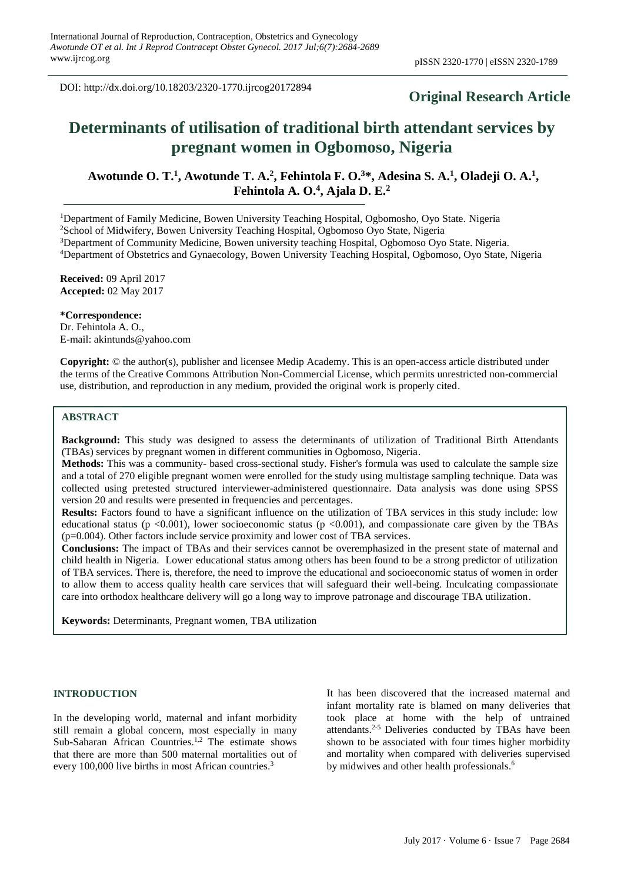DOI: http://dx.doi.org/10.18203/2320-1770.ijrcog20172894

**Original Research Article**

# Determinants of utilisation of traditional birth attendant services by pregnant women in Ogbomoso, Nigeria

**Awotunde O. T.[1], Awotunde T. A.[2], Fehintola F. O.[3]*, Adesina S. A.[1], Oladeji O. A.[1], Fehintola A. O.[4], Ajala D. E.[2]**

[1]Department of Family Medicine, Bowen University Teaching Hospital, Ogbomosho, Oyo State. Nigeria
[2]School of Midwifery, Bowen University Teaching Hospital, Ogbomoso Oyo State, Nigeria
[3]Department of Community Medicine, Bowen university teaching Hospital, Ogbomoso Oyo State. Nigeria.
[4]Department of Obstetrics and Gynaecology, Bowen University Teaching Hospital, Ogbomoso, Oyo State, Nigeria

**Received:** 09 April 2017
**Accepted:** 02 May 2017

**\*Correspondence:**
Dr. Fehintola A. O.,
E-mail: akintunds@yahoo.com

**Copyright:** © the author(s), publisher and licensee Medip Academy. This is an open-access article distributed under the terms of the Creative Commons Attribution Non-Commercial License, which permits unrestricted non-commercial use, distribution, and reproduction in any medium, provided the original work is properly cited.

## ABSTRACT

**Background:** This study was designed to assess the determinants of utilization of Traditional Birth Attendants (TBAs) services by pregnant women in different communities in Ogbomoso, Nigeria.

**Methods:** This was a community- based cross-sectional study. Fisher's formula was used to calculate the sample size and a total of 270 eligible pregnant women were enrolled for the study using multistage sampling technique. Data was collected using pretested structured interviewer-administered questionnaire. Data analysis was done using SPSS version 20 and results were presented in frequencies and percentages.

**Results:** Factors found to have a significant influence on the utilization of TBA services in this study include: low educational status ($p < 0.001$), lower socioeconomic status ($p < 0.001$), and compassionate care given by the TBAs ($p = 0.004$). Other factors include service proximity and lower cost of TBA services.

**Conclusions:** The impact of TBAs and their services cannot be overemphasized in the present state of maternal and child health in Nigeria. Lower educational status among others has been found to be a strong predictor of utilization of TBA services. There is, therefore, the need to improve the educational and socioeconomic status of women in order to allow them to access quality health care services that will safeguard their well-being. Inculcating compassionate care into orthodox healthcare delivery will go a long way to improve patronage and discourage TBA utilization.

**Keywords:** Determinants, Pregnant women, TBA utilization

## INTRODUCTION

In the developing world, maternal and infant morbidity still remain a global concern, most especially in many Sub-Saharan African Countries.[1,2] The estimate shows that there are more than 500 maternal mortalities out of every 100,000 live births in most African countries.[3]

It has been discovered that the increased maternal and infant mortality rate is blamed on many deliveries that took place at home with the help of untrained attendants.[2-5] Deliveries conducted by TBAs have been shown to be associated with four times higher morbidity and mortality when compared with deliveries supervised by midwives and other health professionals.[6]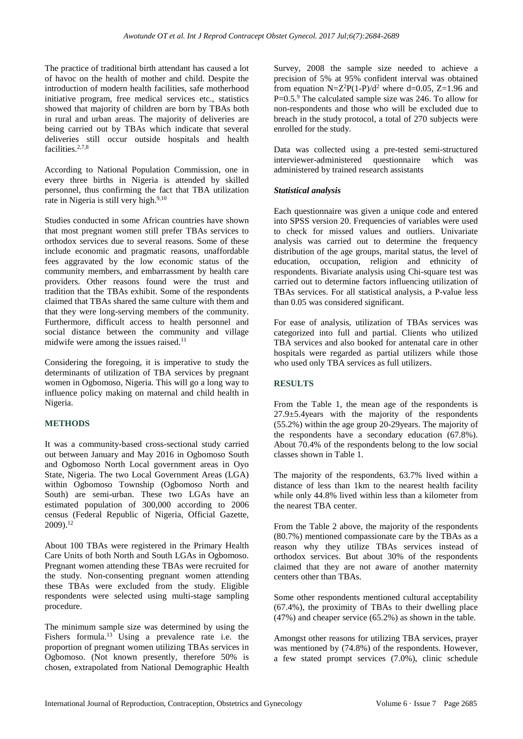The practice of traditional birth attendant has caused a lot of havoc on the health of mother and child. Despite the introduction of modern health facilities, safe motherhood initiative program, free medical services etc., statistics showed that majority of children are born by TBAs both in rural and urban areas. The majority of deliveries are being carried out by TBAs which indicate that several deliveries still occur outside hospitals and health facilities.[2,7,8]

According to National Population Commission, one in every three births in Nigeria is attended by skilled personnel, thus confirming the fact that TBA utilization rate in Nigeria is still very high.[9,10]

Studies conducted in some African countries have shown that most pregnant women still prefer TBAs services to orthodox services due to several reasons. Some of these include economic and pragmatic reasons, unaffordable fees aggravated by the low economic status of the community members, and embarrassment by health care providers. Other reasons found were the trust and tradition that the TBAs exhibit. Some of the respondents claimed that TBAs shared the same culture with them and that they were long-serving members of the community. Furthermore, difficult access to health personnel and social distance between the community and village midwife were among the issues raised.[11]

Considering the foregoing, it is imperative to study the determinants of utilization of TBA services by pregnant women in Ogbomoso, Nigeria. This will go a long way to influence policy making on maternal and child health in Nigeria.

## METHODS

It was a community-based cross-sectional study carried out between January and May 2016 in Ogbomoso South and Ogbomoso North Local government areas in Oyo State, Nigeria. The two Local Government Areas (LGA) within Ogbomoso Township (Ogbomoso North and South) are semi-urban. These two LGAs have an estimated population of 300,000 according to 2006 census (Federal Republic of Nigeria, Official Gazette, 2009).[12]

About 100 TBAs were registered in the Primary Health Care Units of both North and South LGAs in Ogbomoso. Pregnant women attending these TBAs were recruited for the study. Non-consenting pregnant women attending these TBAs were excluded from the study. Eligible respondents were selected using multi-stage sampling procedure.

The minimum sample size was determined by using the Fishers formula.[13] Using a prevalence rate i.e. the proportion of pregnant women utilizing TBAs services in Ogbomoso. (Not known presently, therefore 50% is chosen, extrapolated from National Demographic Health Survey, 2008 the sample size needed to achieve a precision of 5% at 95% confident interval was obtained from equation $N=Z^2P(1-P)/d^2$ where $d=0.05$, $Z=1.96$ and $P=0.5$.[9] The calculated sample size was 246. To allow for non-respondents and those who will be excluded due to breach in the study protocol, a total of 270 subjects were enrolled for the study.

Data was collected using a pre-tested semi-structured interviewer-administered questionnaire which was administered by trained research assistants

### *Statistical analysis*

Each questionnaire was given a unique code and entered into SPSS version 20. Frequencies of variables were used to check for missed values and outliers. Univariate analysis was carried out to determine the frequency distribution of the age groups, marital status, the level of education, occupation, religion and ethnicity of respondents. Bivariate analysis using Chi-square test was carried out to determine factors influencing utilization of TBAs services. For all statistical analysis, a P-value less than 0.05 was considered significant.

For ease of analysis, utilization of TBAs services was categorized into full and partial. Clients who utilized TBA services and also booked for antenatal care in other hospitals were regarded as partial utilizers while those who used only TBA services as full utilizers.

## RESULTS

From the Table 1, the mean age of the respondents is 27.9±5.4years with the majority of the respondents (55.2%) within the age group 20-29years. The majority of the respondents have a secondary education (67.8%). About 70.4% of the respondents belong to the low social classes shown in Table 1.

The majority of the respondents, 63.7% lived within a distance of less than 1km to the nearest health facility while only 44.8% lived within less than a kilometer from the nearest TBA center.

From the Table 2 above, the majority of the respondents (80.7%) mentioned compassionate care by the TBAs as a reason why they utilize TBAs services instead of orthodox services. But about 30% of the respondents claimed that they are not aware of another maternity centers other than TBAs.

Some other respondents mentioned cultural acceptability (67.4%), the proximity of TBAs to their dwelling place (47%) and cheaper service (65.2%) as shown in the table.

Amongst other reasons for utilizing TBA services, prayer was mentioned by (74.8%) of the respondents. However, a few stated prompt services (7.0%), clinic schedule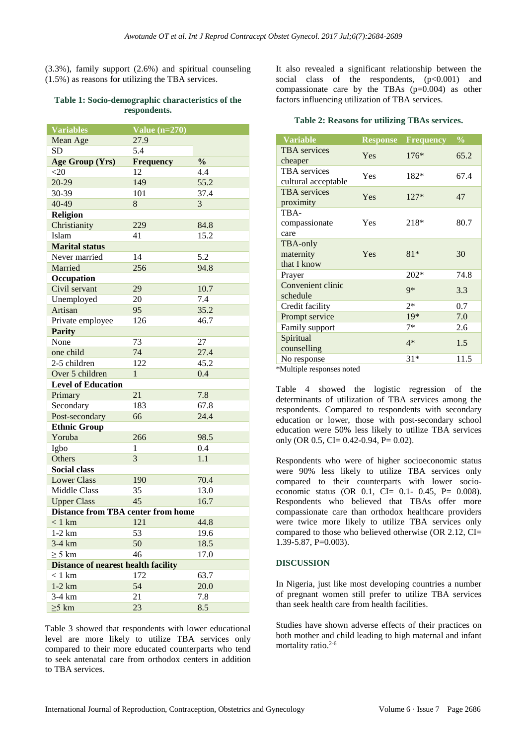(3.3%), family support (2.6%) and spiritual counseling (1.5%) as reasons for utilizing the TBA services.

**Table 1: Socio-demographic characteristics of the respondents.**

| Variables | Value (n=270) | |
|---|---|---|
| Mean Age | 27.9 | |
| SD | 5.4 | |
| **Age Group (Yrs)** | **Frequency** | **%** |
| <20 | 12 | 4.4 |
| 20-29 | 149 | 55.2 |
| 30-39 | 101 | 37.4 |
| 40-49 | 8 | 3 |
| **Religion** | | |
| Christianity | 229 | 84.8 |
| Islam | 41 | 15.2 |
| **Marital status** | | |
| Never married | 14 | 5.2 |
| Married | 256 | 94.8 |
| **Occupation** | | |
| Civil servant | 29 | 10.7 |
| Unemployed | 20 | 7.4 |
| Artisan | 95 | 35.2 |
| Private employee | 126 | 46.7 |
| **Parity** | | |
| None | 73 | 27 |
| one child | 74 | 27.4 |
| 2-5 children | 122 | 45.2 |
| Over 5 children | 1 | 0.4 |
| **Level of Education** | | |
| Primary | 21 | 7.8 |
| Secondary | 183 | 67.8 |
| Post-secondary | 66 | 24.4 |
| **Ethnic Group** | | |
| Yoruba | 266 | 98.5 |
| Igbo | 1 | 0.4 |
| Others | 3 | 1.1 |
| **Social class** | | |
| Lower Class | 190 | 70.4 |
| Middle Class | 35 | 13.0 |
| Upper Class | 45 | 16.7 |
| **Distance from TBA center from home** | | |
| < 1 km | 121 | 44.8 |
| 1-2 km | 53 | 19.6 |
| 3-4 km | 50 | 18.5 |
| ≥ 5 km | 46 | 17.0 |
| **Distance of nearest health facility** | | |
| < 1 km | 172 | 63.7 |
| 1-2 km | 54 | 20.0 |
| 3-4 km | 21 | 7.8 |
| ≥5 km | 23 | 8.5 |

Table 3 showed that respondents with lower educational level are more likely to utilize TBA services only compared to their more educated counterparts who tend to seek antenatal care from orthodox centers in addition to TBA services.

It also revealed a significant relationship between the social class of the respondents, ($p<0.001$) and compassionate care by the TBAs ($p=0.004$) as other factors influencing utilization of TBA services.

**Table 2: Reasons for utilizing TBAs services.**

| Variable | Response | Frequency | % |
|---|---|---|---|
| TBA services cheaper | Yes | 176* | 65.2 |
| TBA services cultural acceptable | Yes | 182* | 67.4 |
| TBA services proximity | Yes | 127* | 47 |
| TBA-compassionate care | Yes | 218* | 80.7 |
| TBA-only maternity that I know | Yes | 81* | 30 |
| Prayer | | 202* | 74.8 |
| Convenient clinic schedule | | 9* | 3.3 |
| Credit facility | | 2* | 0.7 |
| Prompt service | | 19* | 7.0 |
| Family support | | 7* | 2.6 |
| Spiritual counselling | | 4* | 1.5 |
| No response | | 31* | 11.5 |

*Multiple responses noted

Table 4 showed the logistic regression of the determinants of utilization of TBA services among the respondents. Compared to respondents with secondary education or lower, those with post-secondary school education were 50% less likely to utilize TBA services only (OR 0.5, CI= 0.42-0.94, P= 0.02).

Respondents who were of higher socioeconomic status were 90% less likely to utilize TBA services only compared to their counterparts with lower socio-economic status (OR 0.1, CI= 0.1- 0.45, P= 0.008). Respondents who believed that TBAs offer more compassionate care than orthodox healthcare providers were twice more likely to utilize TBA services only compared to those who believed otherwise (OR 2.12, CI= 1.39-5.87, P=0.003).

## DISCUSSION

In Nigeria, just like most developing countries a number of pregnant women still prefer to utilize TBA services than seek health care from health facilities.

Studies have shown adverse effects of their practices on both mother and child leading to high maternal and infant mortality ratio.[2-6]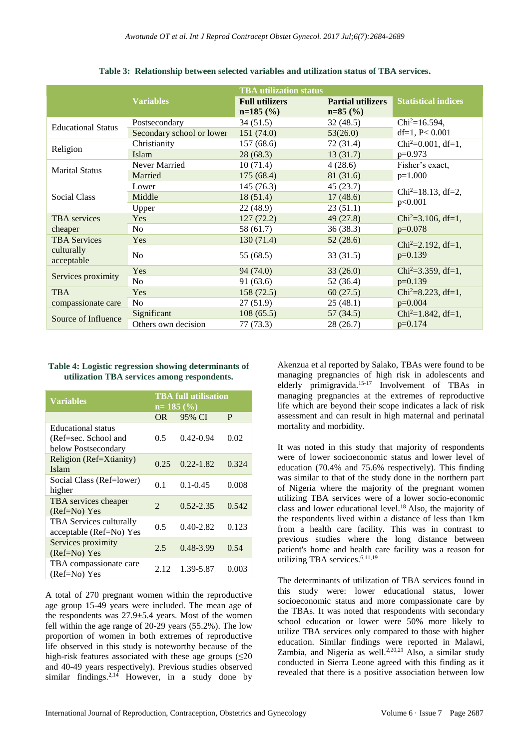**Table 3: Relationship between selected variables and utilization status of TBA services.**

| Variables | | TBA utilization status | | Statistical indices |
|---|---|---|---|---|
| | | Full utilizers n=185 (%) | Partial utilizers n=85 (%) | |
| Educational Status | Postsecondary | 34 (51.5) | 32 (48.5) | $Chi^2$=16.594, df=1, P< 0.001 |
| | Secondary school or lower | 151 (74.0) | 53(26.0) | |
| Religion | Christianity | 157 (68.6) | 72 (31.4) | $Chi^2$=0.001, df=1, p=0.973 |
| | Islam | 28 (68.3) | 13 (31.7) | |
| Marital Status | Never Married | 10 (71.4) | 4 (28.6) | Fisher's exact, p=1.000 |
| | Married | 175 (68.4) | 81 (31.6) | |
| Social Class | Lower | 145 (76.3) | 45 (23.7) | $Chi^2$=18.13, df=2, p<0.001 |
| | Middle | 18 (51.4) | 17 (48.6) | |
| | Upper | 22 (48.9) | 23 (51.1) | |
| TBA services cheaper | Yes | 127 (72.2) | 49 (27.8) | $Chi^2$=3.106, df=1, p=0.078 |
| | No | 58 (61.7) | 36 (38.3) | |
| TBA Services culturally acceptable | Yes | 130 (71.4) | 52 (28.6) | $Chi^2$=2.192, df=1, p=0.139 |
| | No | 55 (68.5) | 33 (31.5) | |
| Services proximity | Yes | 94 (74.0) | 33 (26.0) | $Chi^2$=3.359, df=1, p=0.139 |
| | No | 91 (63.6) | 52 (36.4) | |
| TBA compassionate care | Yes | 158 (72.5) | 60 (27.5) | $Chi^2$=8.223, df=1, p=0.004 |
| | No | 27 (51.9) | 25 (48.1) | |
| Source of Influence | Significant | 108 (65.5) | 57 (34.5) | $Chi^2$=1.842, df=1, p=0.174 |
| | Others own decision | 77 (73.3) | 28 (26.7) | |

**Table 4: Logistic regression showing determinants of utilization TBA services among respondents.**

| Variables | TBA full utilisation n= 185 (%) | | |
|---|---|---|---|
| | OR | 95% CI | P |
| Educational status (Ref=sec. School and below Postsecondary | 0.5 | 0.42-0.94 | 0.02 |
| Religion (Ref=Xtianity) Islam | 0.25 | 0.22-1.82 | 0.324 |
| Social Class (Ref=lower) higher | 0.1 | 0.1-0.45 | 0.008 |
| TBA services cheaper (Ref=No) Yes | 2 | 0.52-2.35 | 0.542 |
| TBA Services culturally acceptable (Ref=No) Yes | 0.5 | 0.40-2.82 | 0.123 |
| Services proximity (Ref=No) Yes | 2.5 | 0.48-3.99 | 0.54 |
| TBA compassionate care (Ref=No) Yes | 2.12 | 1.39-5.87 | 0.003 |

A total of 270 pregnant women within the reproductive age group 15-49 years were included. The mean age of the respondents was 27.9±5.4 years. Most of the women fell within the age range of 20-29 years (55.2%). The low proportion of women in both extremes of reproductive life observed in this study is noteworthy because of the high-risk features associated with these age groups (≤20 and 40-49 years respectively). Previous studies observed similar findings.[2,14] However, in a study done by Akenzua et al reported by Salako, TBAs were found to be managing pregnancies of high risk in adolescents and elderly primigravida.[15-17] Involvement of TBAs in managing pregnancies at the extremes of reproductive life which are beyond their scope indicates a lack of risk assessment and can result in high maternal and perinatal mortality and morbidity.

It was noted in this study that majority of respondents were of lower socioeconomic status and lower level of education (70.4% and 75.6% respectively). This finding was similar to that of the study done in the northern part of Nigeria where the majority of the pregnant women utilizing TBA services were of a lower socio-economic class and lower educational level.[18] Also, the majority of the respondents lived within a distance of less than 1km from a health care facility. This was in contrast to previous studies where the long distance between patient's home and health care facility was a reason for utilizing TBA services.[6,11,19]

The determinants of utilization of TBA services found in this study were: lower educational status, lower socioeconomic status and more compassionate care by the TBAs. It was noted that respondents with secondary school education or lower were 50% more likely to utilize TBA services only compared to those with higher education. Similar findings were reported in Malawi, Zambia, and Nigeria as well.[2,20,21] Also, a similar study conducted in Sierra Leone agreed with this finding as it revealed that there is a positive association between low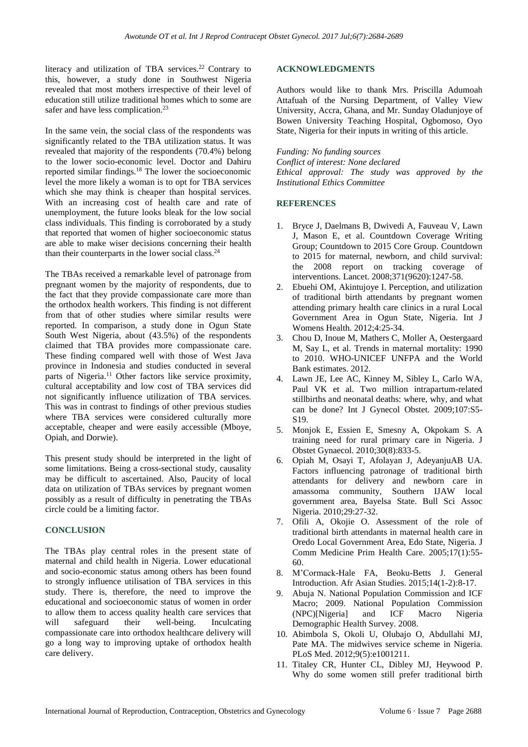literacy and utilization of TBA services.[22] Contrary to this, however, a study done in Southwest Nigeria revealed that most mothers irrespective of their level of education still utilize traditional homes which to some are safer and have less complication.[23]

In the same vein, the social class of the respondents was significantly related to the TBA utilization status. It was revealed that majority of the respondents (70.4%) belong to the lower socio-economic level. Doctor and Dahiru reported similar findings.[18] The lower the socioeconomic level the more likely a woman is to opt for TBA services which she may think is cheaper than hospital services. With an increasing cost of health care and rate of unemployment, the future looks bleak for the low social class individuals. This finding is corroborated by a study that reported that women of higher socioeconomic status are able to make wiser decisions concerning their health than their counterparts in the lower social class.[24]

The TBAs received a remarkable level of patronage from pregnant women by the majority of respondents, due to the fact that they provide compassionate care more than the orthodox health workers. This finding is not different from that of other studies where similar results were reported. In comparison, a study done in Ogun State South West Nigeria, about (43.5%) of the respondents claimed that TBA provides more compassionate care. These finding compared well with those of West Java province in Indonesia and studies conducted in several parts of Nigeria.[11] Other factors like service proximity, cultural acceptability and low cost of TBA services did not significantly influence utilization of TBA services. This was in contrast to findings of other previous studies where TBA services were considered culturally more acceptable, cheaper and were easily accessible (Mboye, Opiah, and Dorwie).

This present study should be interpreted in the light of some limitations. Being a cross-sectional study, causality may be difficult to ascertained. Also, Paucity of local data on utilization of TBAs services by pregnant women possibly as a result of difficulty in penetrating the TBAs circle could be a limiting factor.

## CONCLUSION

The TBAs play central roles in the present state of maternal and child health in Nigeria. Lower educational and socio-economic status among others has been found to strongly influence utilisation of TBA services in this study. There is, therefore, the need to improve the educational and socioeconomic status of women in order to allow them to access quality health care services that will safeguard their well-being. Inculcating compassionate care into orthodox healthcare delivery will go a long way to improving uptake of orthodox health care delivery.

## ACKNOWLEDGMENTS

Authors would like to thank Mrs. Priscilla Adumoah Attafuah of the Nursing Department, of Valley View University, Accra, Ghana, and Mr. Sunday Oladunjoye of Bowen University Teaching Hospital, Ogbomoso, Oyo State, Nigeria for their inputs in writing of this article.

*Funding: No funding sources*
*Conflict of interest: None declared*
*Ethical approval: The study was approved by the Institutional Ethics Committee*

## REFERENCES

1. Bryce J, Daelmans B, Dwivedi A, Fauveau V, Lawn J, Mason E, et al. Countdown Coverage Writing Group; Countdown to 2015 Core Group. Countdown to 2015 for maternal, newborn, and child survival: the 2008 report on tracking coverage of interventions. Lancet. 2008;371(9620):1247-58.
2. Ebuehi OM, Akintujoye I. Perception, and utilization of traditional birth attendants by pregnant women attending primary health care clinics in a rural Local Government Area in Ogun State, Nigeria. Int J Womens Health. 2012;4:25-34.
3. Chou D, Inoue M, Mathers C, Moller A, Oestergaard M, Say L, et al. Trends in maternal mortality: 1990 to 2010. WHO-UNICEF UNFPA and the World Bank estimates. 2012.
4. Lawn JE, Lee AC, Kinney M, Sibley L, Carlo WA, Paul VK et al. Two million intrapartum-related stillbirths and neonatal deaths: where, why, and what can be done? Int J Gynecol Obstet. 2009;107:S5-S19.
5. Monjok E, Essien E, Smesny A, Okpokam S. A training need for rural primary care in Nigeria. J Obstet Gynaecol. 2010;30(8):833-5.
6. Opiah M, Osayi T, Afolayan J, AdeyanjuAB UA. Factors influencing patronage of traditional birth attendants for delivery and newborn care in amassoma community, Southern IJAW local government area, Bayelsa State. Bull Sci Assoc Nigeria. 2010;29:27-32.
7. Ofili A, Okojie O. Assessment of the role of traditional birth attendants in maternal health care in Oredo Local Government Area, Edo State, Nigeria. J Comm Medicine Prim Health Care. 2005;17(1):55-60.
8. M'Cormack-Hale FA, Beoku-Betts J. General Introduction. Afr Asian Studies. 2015;14(1-2):8-17.
9. Abuja N. National Population Commission and ICF Macro; 2009. National Population Commission (NPC)[Nigeria] and ICF Macro Nigeria Demographic Health Survey. 2008.
10. Abimbola S, Okoli U, Olubajo O, Abdullahi MJ, Pate MA. The midwives service scheme in Nigeria. PLoS Med. 2012;9(5):e1001211.
11. Titaley CR, Hunter CL, Dibley MJ, Heywood P. Why do some women still prefer traditional birth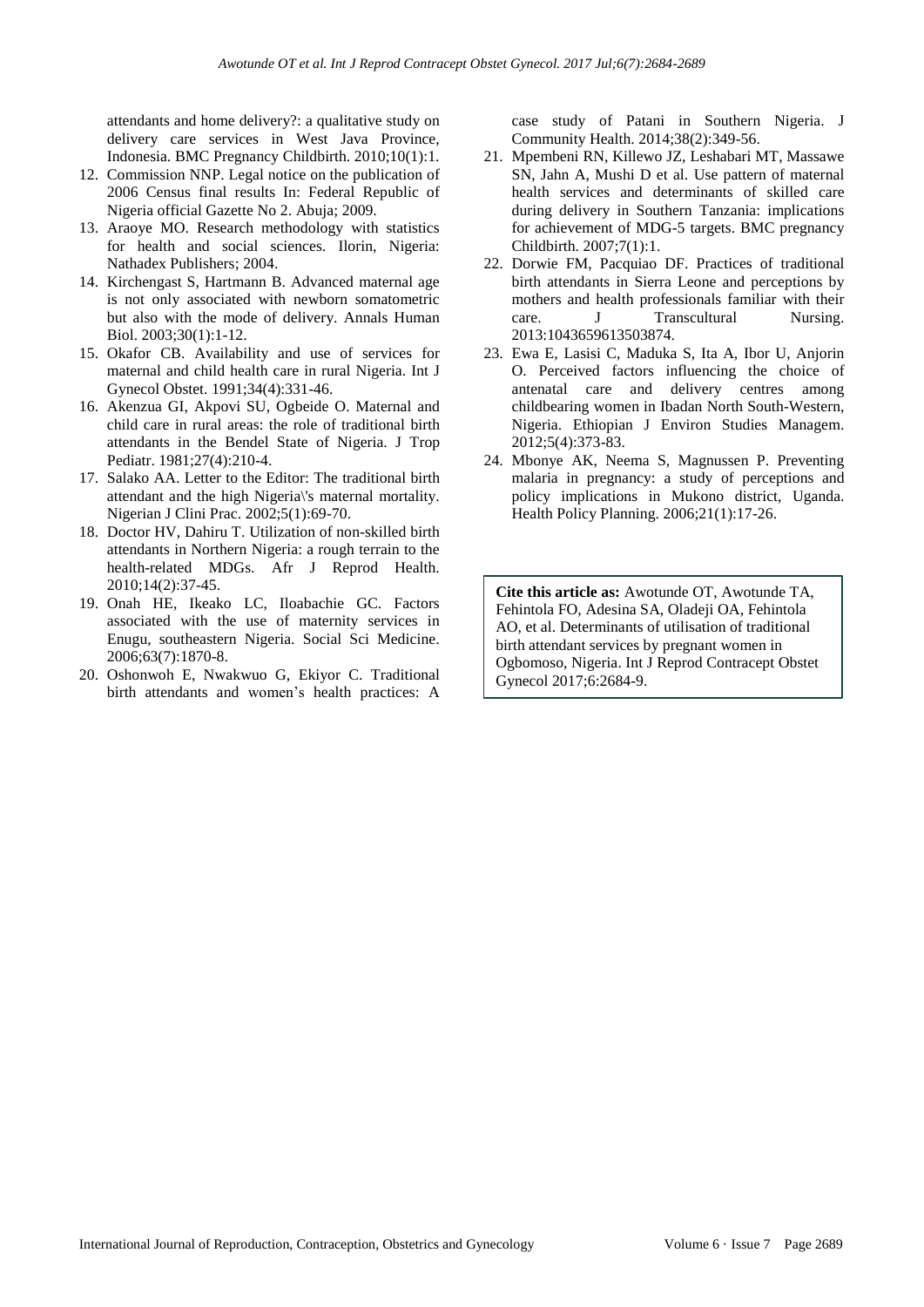attendants and home delivery?: a qualitative study on delivery care services in West Java Province, Indonesia. BMC Pregnancy Childbirth. 2010;10(1):1.

12. Commission NNP. Legal notice on the publication of 2006 Census final results In: Federal Republic of Nigeria official Gazette No 2. Abuja; 2009.
13. Araoye MO. Research methodology with statistics for health and social sciences. Ilorin, Nigeria: Nathadex Publishers; 2004.
14. Kirchengast S, Hartmann B. Advanced maternal age is not only associated with newborn somatometric but also with the mode of delivery. Annals Human Biol. 2003;30(1):1-12.
15. Okafor CB. Availability and use of services for maternal and child health care in rural Nigeria. Int J Gynecol Obstet. 1991;34(4):331-46.
16. Akenzua GI, Akpovi SU, Ogbeide O. Maternal and child care in rural areas: the role of traditional birth attendants in the Bendel State of Nigeria. J Trop Pediatr. 1981;27(4):210-4.
17. Salako AA. Letter to the Editor: The traditional birth attendant and the high Nigeria\'s maternal mortality. Nigerian J Clini Prac. 2002;5(1):69-70.
18. Doctor HV, Dahiru T. Utilization of non-skilled birth attendants in Northern Nigeria: a rough terrain to the health-related MDGs. Afr J Reprod Health. 2010;14(2):37-45.
19. Onah HE, Ikeako LC, Iloabachie GC. Factors associated with the use of maternity services in Enugu, southeastern Nigeria. Social Sci Medicine. 2006;63(7):1870-8.
20. Oshonwoh E, Nwakwuo G, Ekiyor C. Traditional birth attendants and women's health practices: A case study of Patani in Southern Nigeria. J Community Health. 2014;38(2):349-56.
21. Mpembeni RN, Killewo JZ, Leshabari MT, Massawe SN, Jahn A, Mushi D et al. Use pattern of maternal health services and determinants of skilled care during delivery in Southern Tanzania: implications for achievement of MDG-5 targets. BMC pregnancy Childbirth. 2007;7(1):1.
22. Dorwie FM, Pacquiao DF. Practices of traditional birth attendants in Sierra Leone and perceptions by mothers and health professionals familiar with their care. J Transcultural Nursing. 2013:1043659613503874.
23. Ewa E, Lasisi C, Maduka S, Ita A, Ibor U, Anjorin O. Perceived factors influencing the choice of antenatal care and delivery centres among childbearing women in Ibadan North South-Western, Nigeria. Ethiopian J Environ Studies Managem. 2012;5(4):373-83.
24. Mbonye AK, Neema S, Magnussen P. Preventing malaria in pregnancy: a study of perceptions and policy implications in Mukono district, Uganda. Health Policy Planning. 2006;21(1):17-26.

**Cite this article as:** Awotunde OT, Awotunde TA, Fehintola FO, Adesina SA, Oladeji OA, Fehintola AO, et al. Determinants of utilisation of traditional birth attendant services by pregnant women in Ogbomoso, Nigeria. Int J Reprod Contracept Obstet Gynecol 2017;6:2684-9.